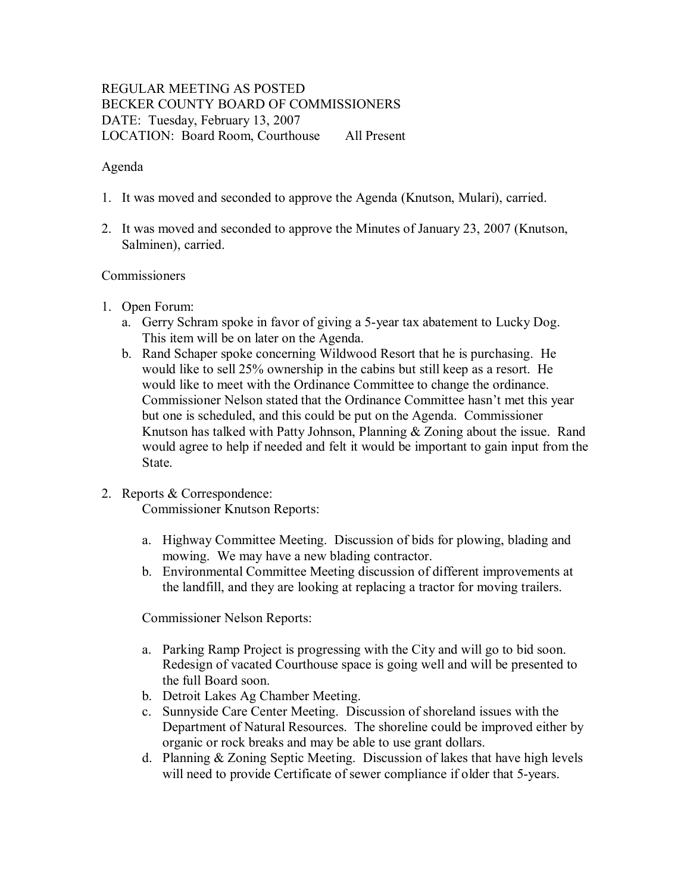REGULAR MEETING AS POSTED
BECKER COUNTY BOARD OF COMMISSIONERS
DATE: Tuesday, February 13, 2007
LOCATION: Board Room, Courthouse All Present

Agenda

1. It was moved and seconded to approve the Agenda (Knutson, Mulari), carried.

2. It was moved and seconded to approve the Minutes of January 23, 2007 (Knutson, Salminen), carried.

Commissioners

1. Open Forum:
   a. Gerry Schram spoke in favor of giving a 5-year tax abatement to Lucky Dog. This item will be on later on the Agenda.
   b. Rand Schaper spoke concerning Wildwood Resort that he is purchasing. He would like to sell 25% ownership in the cabins but still keep as a resort. He would like to meet with the Ordinance Committee to change the ordinance. Commissioner Nelson stated that the Ordinance Committee hasn't met this year but one is scheduled, and this could be put on the Agenda. Commissioner Knutson has talked with Patty Johnson, Planning & Zoning about the issue. Rand would agree to help if needed and felt it would be important to gain input from the State.

2. Reports & Correspondence:

   Commissioner Knutson Reports:

   a. Highway Committee Meeting. Discussion of bids for plowing, blading and mowing. We may have a new blading contractor.
   b. Environmental Committee Meeting discussion of different improvements at the landfill, and they are looking at replacing a tractor for moving trailers.

   Commissioner Nelson Reports:

   a. Parking Ramp Project is progressing with the City and will go to bid soon. Redesign of vacated Courthouse space is going well and will be presented to the full Board soon.
   b. Detroit Lakes Ag Chamber Meeting.
   c. Sunnyside Care Center Meeting. Discussion of shoreland issues with the Department of Natural Resources. The shoreline could be improved either by organic or rock breaks and may be able to use grant dollars.
   d. Planning & Zoning Septic Meeting. Discussion of lakes that have high levels will need to provide Certificate of sewer compliance if older that 5-years.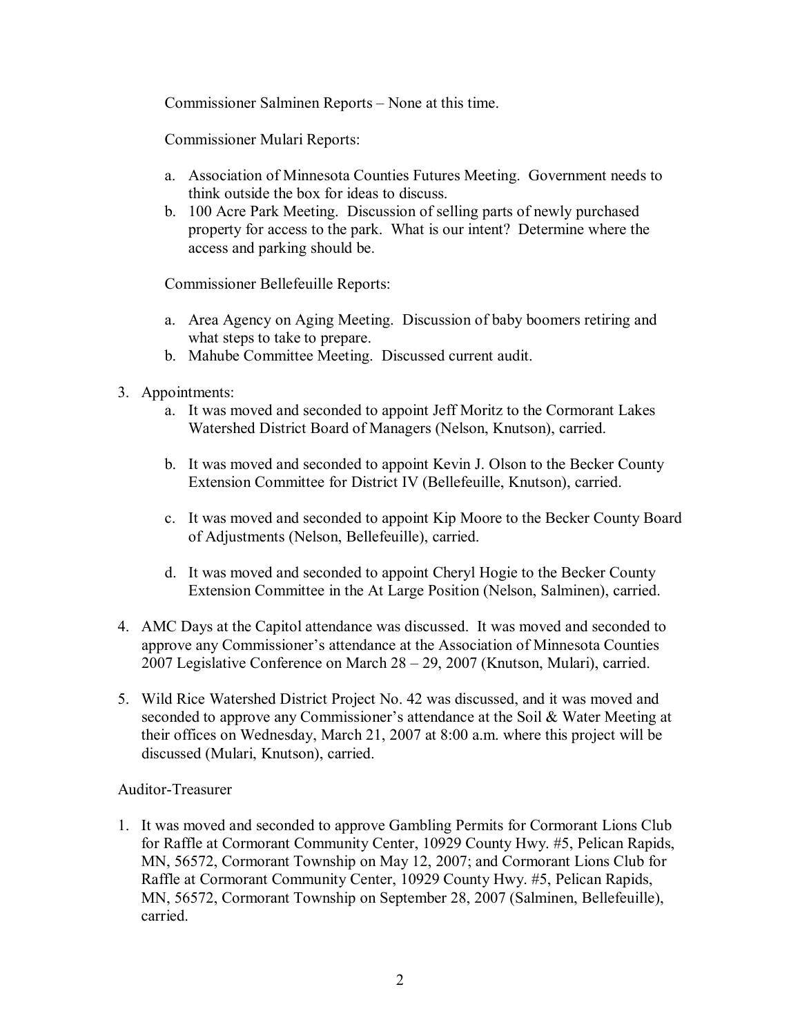Commissioner Salminen Reports – None at this time.

Commissioner Mulari Reports:

a. Association of Minnesota Counties Futures Meeting. Government needs to think outside the box for ideas to discuss.
b. 100 Acre Park Meeting. Discussion of selling parts of newly purchased property for access to the park. What is our intent? Determine where the access and parking should be.

Commissioner Bellefeuille Reports:

a. Area Agency on Aging Meeting. Discussion of baby boomers retiring and what steps to take to prepare.
b. Mahube Committee Meeting. Discussed current audit.

3. Appointments:
   a. It was moved and seconded to appoint Jeff Moritz to the Cormorant Lakes Watershed District Board of Managers (Nelson, Knutson), carried.

   b. It was moved and seconded to appoint Kevin J. Olson to the Becker County Extension Committee for District IV (Bellefeuille, Knutson), carried.

   c. It was moved and seconded to appoint Kip Moore to the Becker County Board of Adjustments (Nelson, Bellefeuille), carried.

   d. It was moved and seconded to appoint Cheryl Hogie to the Becker County Extension Committee in the At Large Position (Nelson, Salminen), carried.

4. AMC Days at the Capitol attendance was discussed. It was moved and seconded to approve any Commissioner's attendance at the Association of Minnesota Counties 2007 Legislative Conference on March 28 – 29, 2007 (Knutson, Mulari), carried.

5. Wild Rice Watershed District Project No. 42 was discussed, and it was moved and seconded to approve any Commissioner's attendance at the Soil & Water Meeting at their offices on Wednesday, March 21, 2007 at 8:00 a.m. where this project will be discussed (Mulari, Knutson), carried.

Auditor-Treasurer

1. It was moved and seconded to approve Gambling Permits for Cormorant Lions Club for Raffle at Cormorant Community Center, 10929 County Hwy. #5, Pelican Rapids, MN, 56572, Cormorant Township on May 12, 2007; and Cormorant Lions Club for Raffle at Cormorant Community Center, 10929 County Hwy. #5, Pelican Rapids, MN, 56572, Cormorant Township on September 28, 2007 (Salminen, Bellefeuille), carried.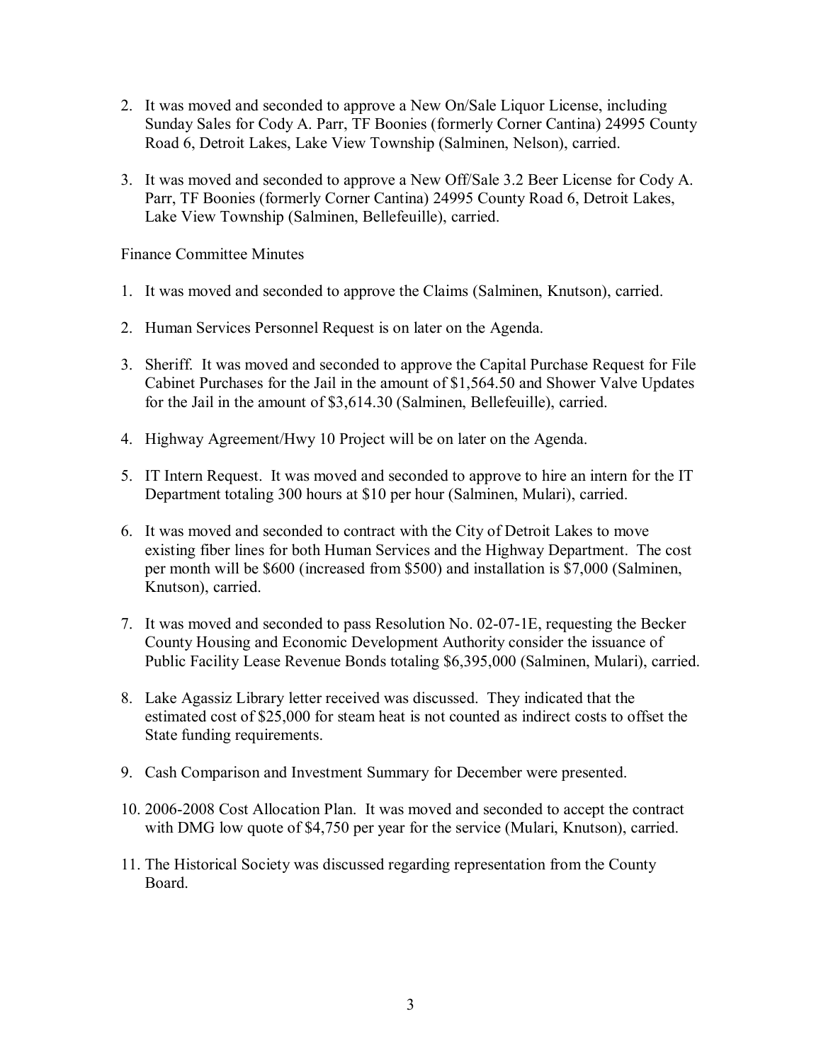2. It was moved and seconded to approve a New On/Sale Liquor License, including Sunday Sales for Cody A. Parr, TF Boonies (formerly Corner Cantina) 24995 County Road 6, Detroit Lakes, Lake View Township (Salminen, Nelson), carried.

3. It was moved and seconded to approve a New Off/Sale 3.2 Beer License for Cody A. Parr, TF Boonies (formerly Corner Cantina) 24995 County Road 6, Detroit Lakes, Lake View Township (Salminen, Bellefeuille), carried.

Finance Committee Minutes

1. It was moved and seconded to approve the Claims (Salminen, Knutson), carried.

2. Human Services Personnel Request is on later on the Agenda.

3. Sheriff. It was moved and seconded to approve the Capital Purchase Request for File Cabinet Purchases for the Jail in the amount of $1,564.50 and Shower Valve Updates for the Jail in the amount of $3,614.30 (Salminen, Bellefeuille), carried.

4. Highway Agreement/Hwy 10 Project will be on later on the Agenda.

5. IT Intern Request. It was moved and seconded to approve to hire an intern for the IT Department totaling 300 hours at $10 per hour (Salminen, Mulari), carried.

6. It was moved and seconded to contract with the City of Detroit Lakes to move existing fiber lines for both Human Services and the Highway Department. The cost per month will be $600 (increased from $500) and installation is $7,000 (Salminen, Knutson), carried.

7. It was moved and seconded to pass Resolution No. 02-07-1E, requesting the Becker County Housing and Economic Development Authority consider the issuance of Public Facility Lease Revenue Bonds totaling $6,395,000 (Salminen, Mulari), carried.

8. Lake Agassiz Library letter received was discussed. They indicated that the estimated cost of $25,000 for steam heat is not counted as indirect costs to offset the State funding requirements.

9. Cash Comparison and Investment Summary for December were presented.

10. 2006-2008 Cost Allocation Plan. It was moved and seconded to accept the contract with DMG low quote of $4,750 per year for the service (Mulari, Knutson), carried.

11. The Historical Society was discussed regarding representation from the County Board.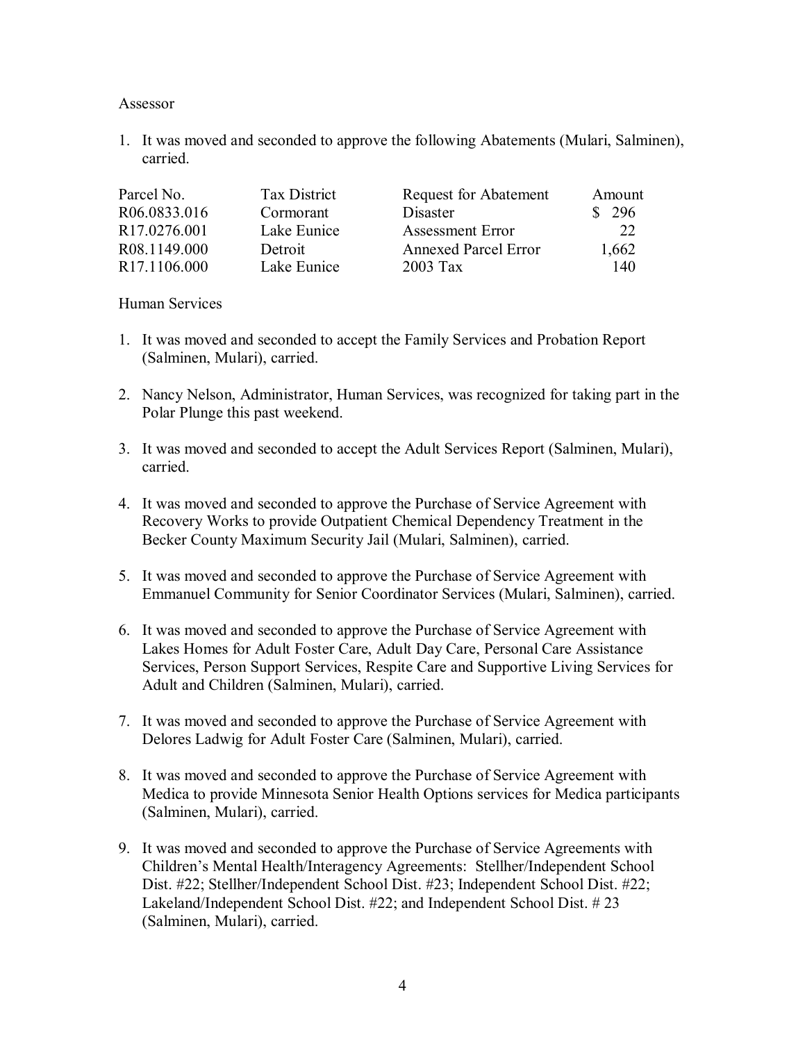Assessor

1. It was moved and seconded to approve the following Abatements (Mulari, Salminen), carried.

| Parcel No. | Tax District | Request for Abatement | Amount |
|---|---|---|---|
| R06.0833.016 | Cormorant | Disaster | $ 296 |
| R17.0276.001 | Lake Eunice | Assessment Error | 22 |
| R08.1149.000 | Detroit | Annexed Parcel Error | 1,662 |
| R17.1106.000 | Lake Eunice | 2003 Tax | 140 |

Human Services

1. It was moved and seconded to accept the Family Services and Probation Report (Salminen, Mulari), carried.

2. Nancy Nelson, Administrator, Human Services, was recognized for taking part in the Polar Plunge this past weekend.

3. It was moved and seconded to accept the Adult Services Report (Salminen, Mulari), carried.

4. It was moved and seconded to approve the Purchase of Service Agreement with Recovery Works to provide Outpatient Chemical Dependency Treatment in the Becker County Maximum Security Jail (Mulari, Salminen), carried.

5. It was moved and seconded to approve the Purchase of Service Agreement with Emmanuel Community for Senior Coordinator Services (Mulari, Salminen), carried.

6. It was moved and seconded to approve the Purchase of Service Agreement with Lakes Homes for Adult Foster Care, Adult Day Care, Personal Care Assistance Services, Person Support Services, Respite Care and Supportive Living Services for Adult and Children (Salminen, Mulari), carried.

7. It was moved and seconded to approve the Purchase of Service Agreement with Delores Ladwig for Adult Foster Care (Salminen, Mulari), carried.

8. It was moved and seconded to approve the Purchase of Service Agreement with Medica to provide Minnesota Senior Health Options services for Medica participants (Salminen, Mulari), carried.

9. It was moved and seconded to approve the Purchase of Service Agreements with Children's Mental Health/Interagency Agreements: Stellher/Independent School Dist. #22; Stellher/Independent School Dist. #23; Independent School Dist. #22; Lakeland/Independent School Dist. #22; and Independent School Dist. # 23 (Salminen, Mulari), carried.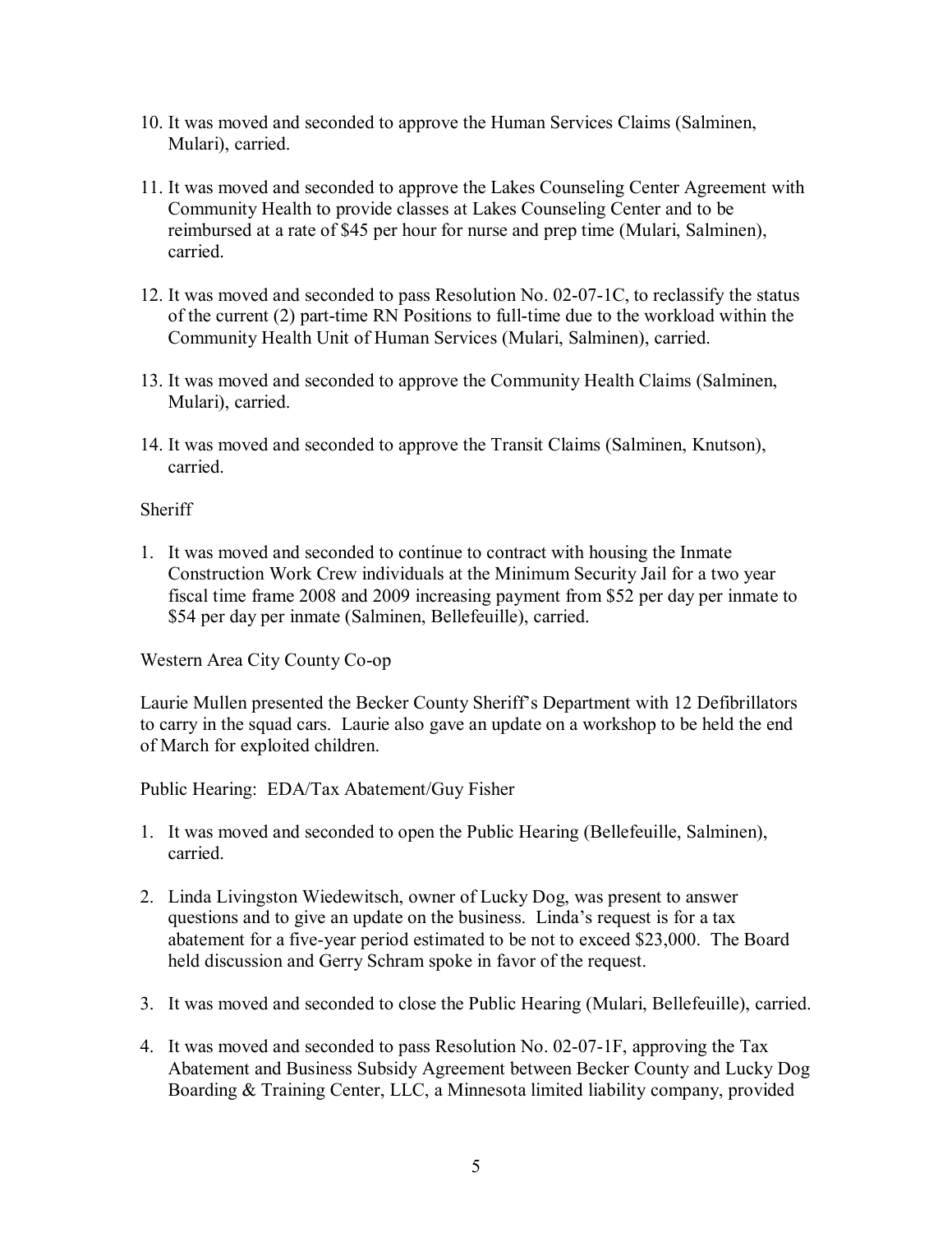10. It was moved and seconded to approve the Human Services Claims (Salminen, Mulari), carried.

11. It was moved and seconded to approve the Lakes Counseling Center Agreement with Community Health to provide classes at Lakes Counseling Center and to be reimbursed at a rate of $45 per hour for nurse and prep time (Mulari, Salminen), carried.

12. It was moved and seconded to pass Resolution No. 02-07-1C, to reclassify the status of the current (2) part-time RN Positions to full-time due to the workload within the Community Health Unit of Human Services (Mulari, Salminen), carried.

13. It was moved and seconded to approve the Community Health Claims (Salminen, Mulari), carried.

14. It was moved and seconded to approve the Transit Claims (Salminen, Knutson), carried.

Sheriff

1. It was moved and seconded to continue to contract with housing the Inmate Construction Work Crew individuals at the Minimum Security Jail for a two year fiscal time frame 2008 and 2009 increasing payment from $52 per day per inmate to $54 per day per inmate (Salminen, Bellefeuille), carried.

Western Area City County Co-op

Laurie Mullen presented the Becker County Sheriff's Department with 12 Defibrillators to carry in the squad cars. Laurie also gave an update on a workshop to be held the end of March for exploited children.

Public Hearing: EDA/Tax Abatement/Guy Fisher

1. It was moved and seconded to open the Public Hearing (Bellefeuille, Salminen), carried.

2. Linda Livingston Wiedewitsch, owner of Lucky Dog, was present to answer questions and to give an update on the business. Linda's request is for a tax abatement for a five-year period estimated to be not to exceed $23,000. The Board held discussion and Gerry Schram spoke in favor of the request.

3. It was moved and seconded to close the Public Hearing (Mulari, Bellefeuille), carried.

4. It was moved and seconded to pass Resolution No. 02-07-1F, approving the Tax Abatement and Business Subsidy Agreement between Becker County and Lucky Dog Boarding & Training Center, LLC, a Minnesota limited liability company, provided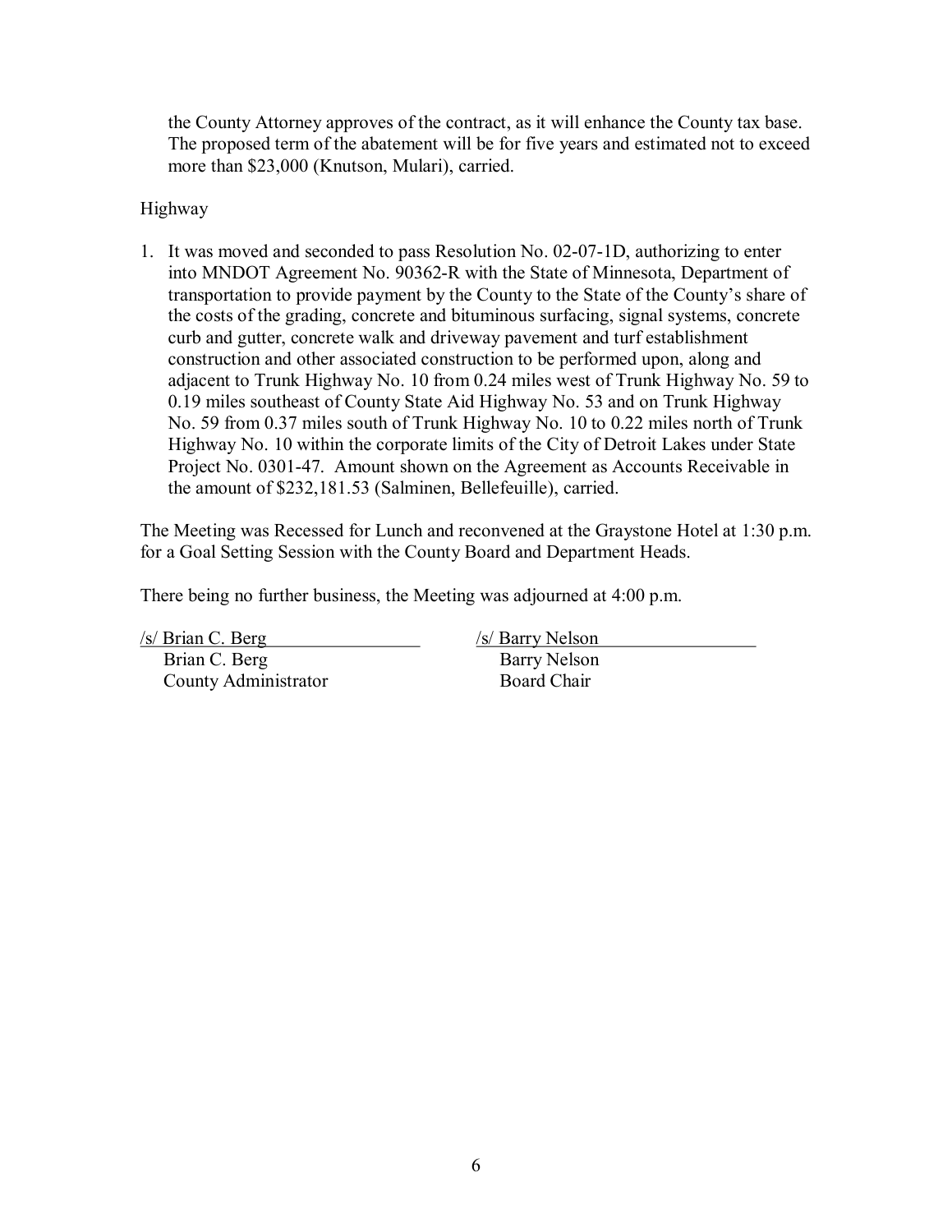the County Attorney approves of the contract, as it will enhance the County tax base. The proposed term of the abatement will be for five years and estimated not to exceed more than $23,000 (Knutson, Mulari), carried.

Highway

1. It was moved and seconded to pass Resolution No. 02-07-1D, authorizing to enter into MNDOT Agreement No. 90362-R with the State of Minnesota, Department of transportation to provide payment by the County to the State of the County's share of the costs of the grading, concrete and bituminous surfacing, signal systems, concrete curb and gutter, concrete walk and driveway pavement and turf establishment construction and other associated construction to be performed upon, along and adjacent to Trunk Highway No. 10 from 0.24 miles west of Trunk Highway No. 59 to 0.19 miles southeast of County State Aid Highway No. 53 and on Trunk Highway No. 59 from 0.37 miles south of Trunk Highway No. 10 to 0.22 miles north of Trunk Highway No. 10 within the corporate limits of the City of Detroit Lakes under State Project No. 0301-47. Amount shown on the Agreement as Accounts Receivable in the amount of $232,181.53 (Salminen, Bellefeuille), carried.

The Meeting was Recessed for Lunch and reconvened at the Graystone Hotel at 1:30 p.m. for a Goal Setting Session with the County Board and Department Heads.

There being no further business, the Meeting was adjourned at 4:00 p.m.

/s/ Brian C. Berg
Brian C. Berg
County Administrator

/s/ Barry Nelson
Barry Nelson
Board Chair